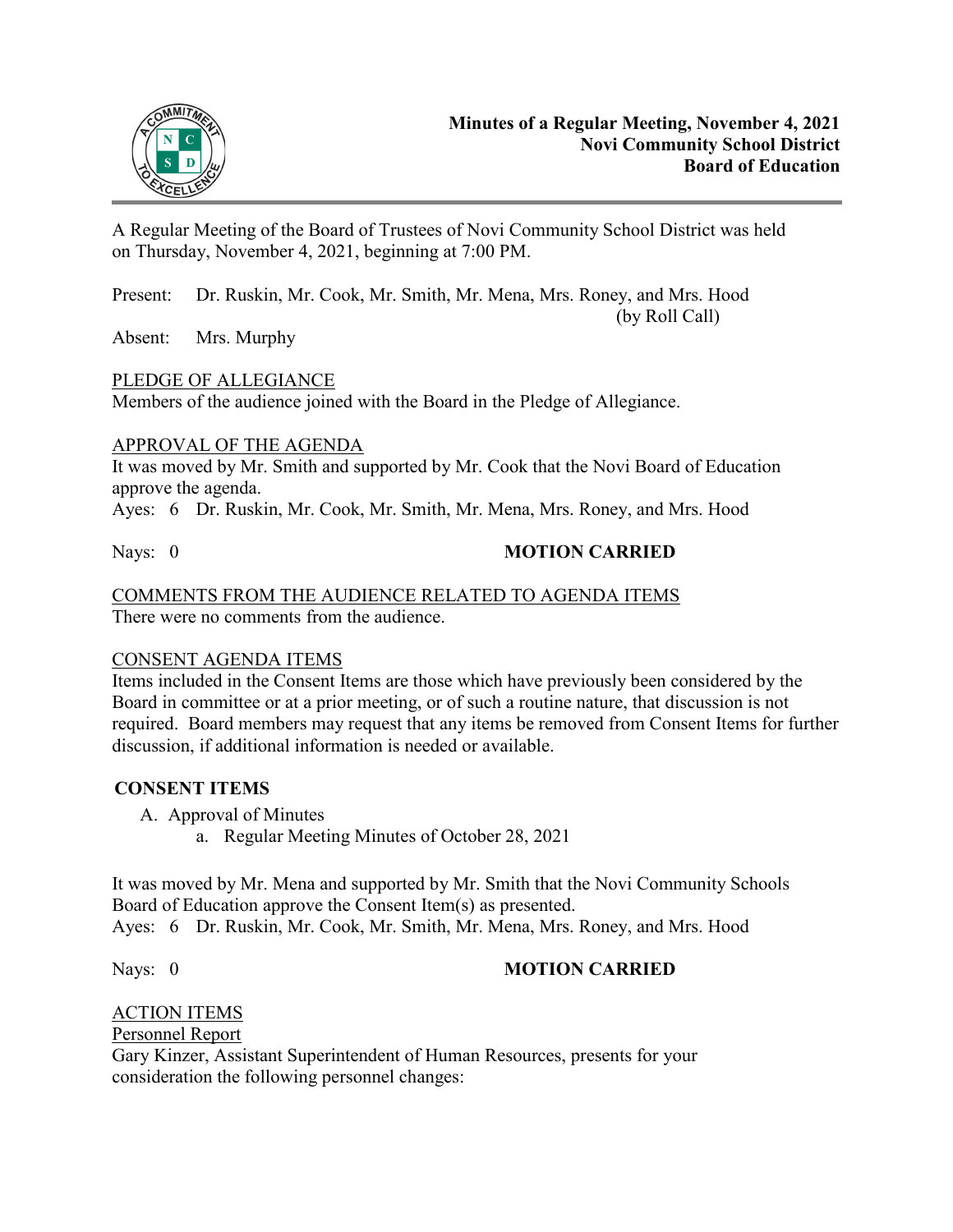**Minutes of a Regular Meeting, November 4, 2021**
**Novi Community School District**
**Board of Education**

A Regular Meeting of the Board of Trustees of Novi Community School District was held on Thursday, November 4, 2021, beginning at 7:00 PM.

Present: Dr. Ruskin, Mr. Cook, Mr. Smith, Mr. Mena, Mrs. Roney, and Mrs. Hood (by Roll Call)

Absent: Mrs. Murphy

PLEDGE OF ALLEGIANCE
Members of the audience joined with the Board in the Pledge of Allegiance.

APPROVAL OF THE AGENDA
It was moved by Mr. Smith and supported by Mr. Cook that the Novi Board of Education approve the agenda.
Ayes: 6 Dr. Ruskin, Mr. Cook, Mr. Smith, Mr. Mena, Mrs. Roney, and Mrs. Hood

Nays: 0 **MOTION CARRIED**

COMMENTS FROM THE AUDIENCE RELATED TO AGENDA ITEMS
There were no comments from the audience.

CONSENT AGENDA ITEMS
Items included in the Consent Items are those which have previously been considered by the Board in committee or at a prior meeting, or of such a routine nature, that discussion is not required. Board members may request that any items be removed from Consent Items for further discussion, if additional information is needed or available.

**CONSENT ITEMS**

A. Approval of Minutes
   a. Regular Meeting Minutes of October 28, 2021

It was moved by Mr. Mena and supported by Mr. Smith that the Novi Community Schools Board of Education approve the Consent Item(s) as presented.
Ayes: 6 Dr. Ruskin, Mr. Cook, Mr. Smith, Mr. Mena, Mrs. Roney, and Mrs. Hood

Nays: 0 **MOTION CARRIED**

ACTION ITEMS
Personnel Report
Gary Kinzer, Assistant Superintendent of Human Resources, presents for your consideration the following personnel changes: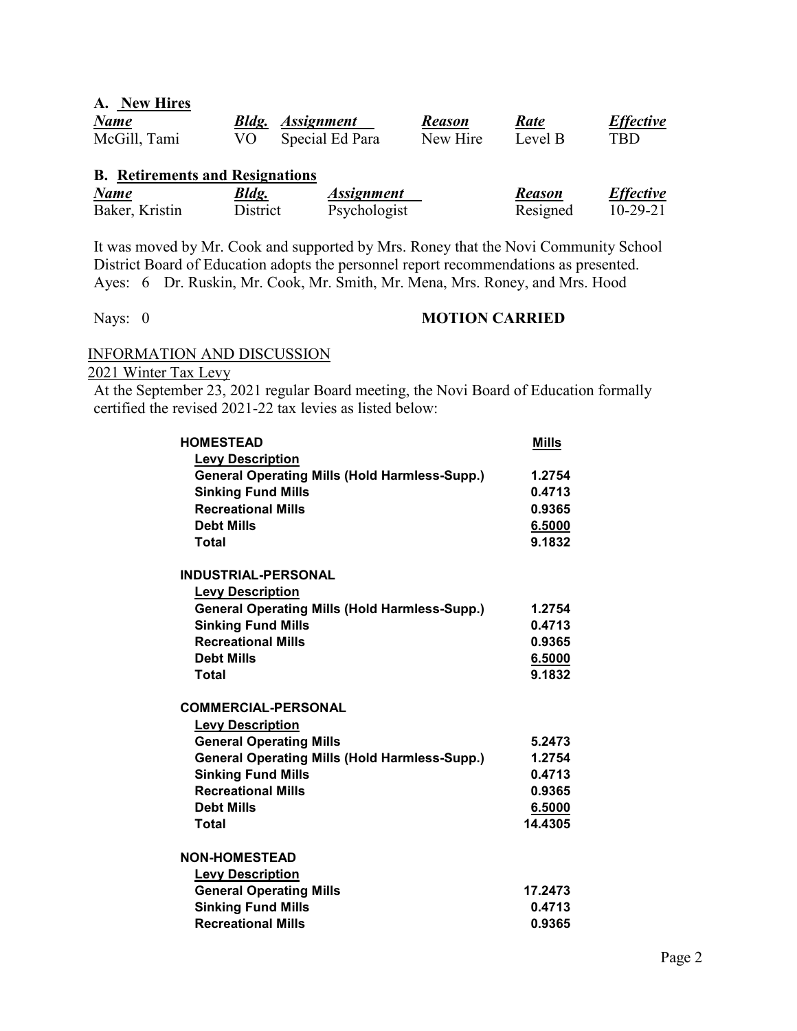**A. New Hires**

| *Name* | *Bldg.* | *Assignment* | *Reason* | *Rate* | *Effective* |
|---|---|---|---|---|---|
| McGill, Tami | VO | Special Ed Para | New Hire | Level B | TBD |

**B. Retirements and Resignations**

| *Name* | *Bldg.* | *Assignment* | *Reason* | *Effective* |
|---|---|---|---|---|
| Baker, Kristin | District | Psychologist | Resigned | 10-29-21 |

It was moved by Mr. Cook and supported by Mrs. Roney that the Novi Community School District Board of Education adopts the personnel report recommendations as presented.
Ayes: 6 Dr. Ruskin, Mr. Cook, Mr. Smith, Mr. Mena, Mrs. Roney, and Mrs. Hood

Nays: 0 **MOTION CARRIED**

INFORMATION AND DISCUSSION

2021 Winter Tax Levy

At the September 23, 2021 regular Board meeting, the Novi Board of Education formally certified the revised 2021-22 tax levies as listed below:

| **HOMESTEAD** | **Mills** |
|---|---|
| **Levy Description** | |
| **General Operating Mills (Hold Harmless-Supp.)** | **1.2754** |
| **Sinking Fund Mills** | **0.4713** |
| **Recreational Mills** | **0.9365** |
| **Debt Mills** | **6.5000** |
| **Total** | **9.1832** |
| | |
| **INDUSTRIAL-PERSONAL** | |
| **Levy Description** | |
| **General Operating Mills (Hold Harmless-Supp.)** | **1.2754** |
| **Sinking Fund Mills** | **0.4713** |
| **Recreational Mills** | **0.9365** |
| **Debt Mills** | **6.5000** |
| **Total** | **9.1832** |
| | |
| **COMMERCIAL-PERSONAL** | |
| **Levy Description** | |
| **General Operating Mills** | **5.2473** |
| **General Operating Mills (Hold Harmless-Supp.)** | **1.2754** |
| **Sinking Fund Mills** | **0.4713** |
| **Recreational Mills** | **0.9365** |
| **Debt Mills** | **6.5000** |
| **Total** | **14.4305** |
| | |
| **NON-HOMESTEAD** | |
| **Levy Description** | |
| **General Operating Mills** | **17.2473** |
| **Sinking Fund Mills** | **0.4713** |
| **Recreational Mills** | **0.9365** |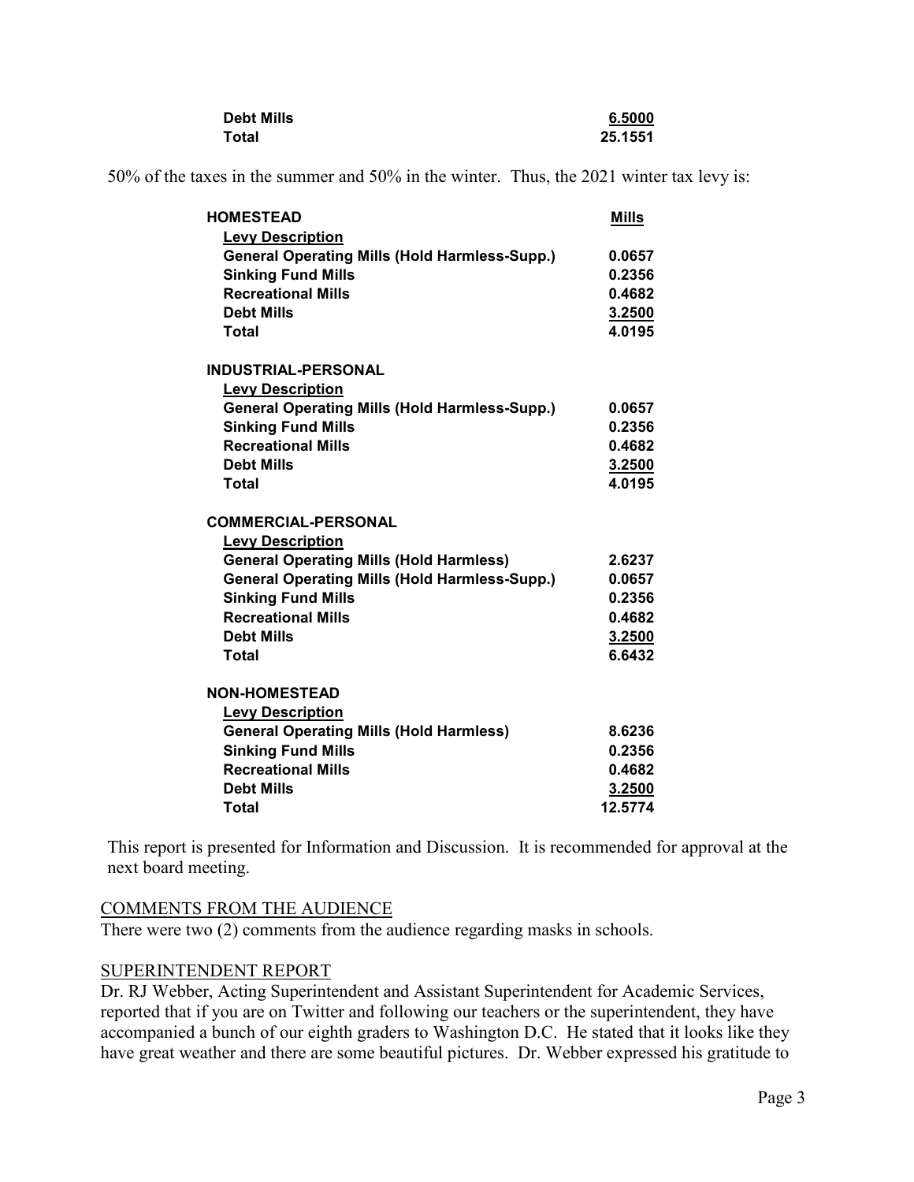| | |
|---|---|
| **Debt Mills** | **6.5000** |
| **Total** | **25.1551** |

50% of the taxes in the summer and 50% in the winter. Thus, the 2021 winter tax levy is:

| **HOMESTEAD** | **Mills** |
|---|---|
| **Levy Description** | |
| **General Operating Mills (Hold Harmless-Supp.)** | **0.0657** |
| **Sinking Fund Mills** | **0.2356** |
| **Recreational Mills** | **0.4682** |
| **Debt Mills** | **3.2500** |
| **Total** | **4.0195** |

| **INDUSTRIAL-PERSONAL** | |
|---|---|
| **Levy Description** | |
| **General Operating Mills (Hold Harmless-Supp.)** | **0.0657** |
| **Sinking Fund Mills** | **0.2356** |
| **Recreational Mills** | **0.4682** |
| **Debt Mills** | **3.2500** |
| **Total** | **4.0195** |

| **COMMERCIAL-PERSONAL** | |
|---|---|
| **Levy Description** | |
| **General Operating Mills (Hold Harmless)** | **2.6237** |
| **General Operating Mills (Hold Harmless-Supp.)** | **0.0657** |
| **Sinking Fund Mills** | **0.2356** |
| **Recreational Mills** | **0.4682** |
| **Debt Mills** | **3.2500** |
| **Total** | **6.6432** |

| **NON-HOMESTEAD** | |
|---|---|
| **Levy Description** | |
| **General Operating Mills (Hold Harmless)** | **8.6236** |
| **Sinking Fund Mills** | **0.2356** |
| **Recreational Mills** | **0.4682** |
| **Debt Mills** | **3.2500** |
| **Total** | **12.5774** |

This report is presented for Information and Discussion. It is recommended for approval at the next board meeting.

## COMMENTS FROM THE AUDIENCE

There were two (2) comments from the audience regarding masks in schools.

## SUPERINTENDENT REPORT

Dr. RJ Webber, Acting Superintendent and Assistant Superintendent for Academic Services, reported that if you are on Twitter and following our teachers or the superintendent, they have accompanied a bunch of our eighth graders to Washington D.C. He stated that it looks like they have great weather and there are some beautiful pictures. Dr. Webber expressed his gratitude to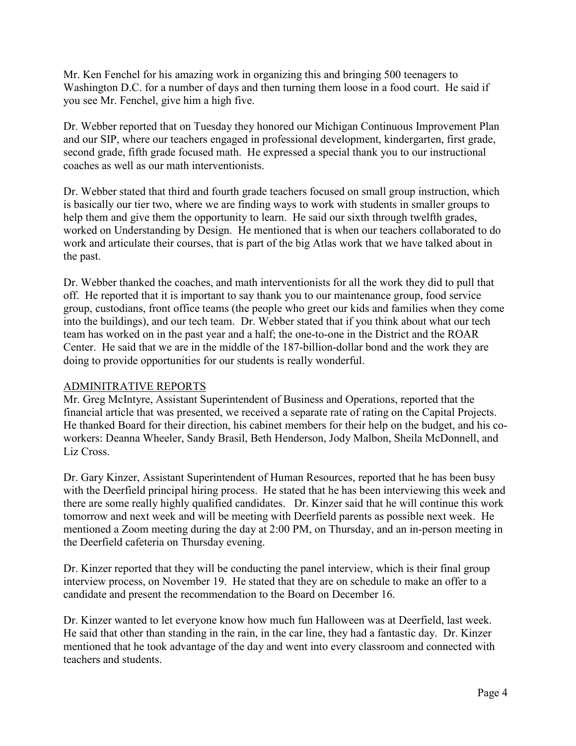Mr. Ken Fenchel for his amazing work in organizing this and bringing 500 teenagers to Washington D.C. for a number of days and then turning them loose in a food court. He said if you see Mr. Fenchel, give him a high five.

Dr. Webber reported that on Tuesday they honored our Michigan Continuous Improvement Plan and our SIP, where our teachers engaged in professional development, kindergarten, first grade, second grade, fifth grade focused math. He expressed a special thank you to our instructional coaches as well as our math interventionists.

Dr. Webber stated that third and fourth grade teachers focused on small group instruction, which is basically our tier two, where we are finding ways to work with students in smaller groups to help them and give them the opportunity to learn. He said our sixth through twelfth grades, worked on Understanding by Design. He mentioned that is when our teachers collaborated to do work and articulate their courses, that is part of the big Atlas work that we have talked about in the past.

Dr. Webber thanked the coaches, and math interventionists for all the work they did to pull that off. He reported that it is important to say thank you to our maintenance group, food service group, custodians, front office teams (the people who greet our kids and families when they come into the buildings), and our tech team. Dr. Webber stated that if you think about what our tech team has worked on in the past year and a half; the one-to-one in the District and the ROAR Center. He said that we are in the middle of the 187-billion-dollar bond and the work they are doing to provide opportunities for our students is really wonderful.

<u>ADMINITRATIVE REPORTS</u>

Mr. Greg McIntyre, Assistant Superintendent of Business and Operations, reported that the financial article that was presented, we received a separate rate of rating on the Capital Projects. He thanked Board for their direction, his cabinet members for their help on the budget, and his co-workers: Deanna Wheeler, Sandy Brasil, Beth Henderson, Jody Malbon, Sheila McDonnell, and Liz Cross.

Dr. Gary Kinzer, Assistant Superintendent of Human Resources, reported that he has been busy with the Deerfield principal hiring process. He stated that he has been interviewing this week and there are some really highly qualified candidates. Dr. Kinzer said that he will continue this work tomorrow and next week and will be meeting with Deerfield parents as possible next week. He mentioned a Zoom meeting during the day at 2:00 PM, on Thursday, and an in-person meeting in the Deerfield cafeteria on Thursday evening.

Dr. Kinzer reported that they will be conducting the panel interview, which is their final group interview process, on November 19. He stated that they are on schedule to make an offer to a candidate and present the recommendation to the Board on December 16.

Dr. Kinzer wanted to let everyone know how much fun Halloween was at Deerfield, last week. He said that other than standing in the rain, in the car line, they had a fantastic day. Dr. Kinzer mentioned that he took advantage of the day and went into every classroom and connected with teachers and students.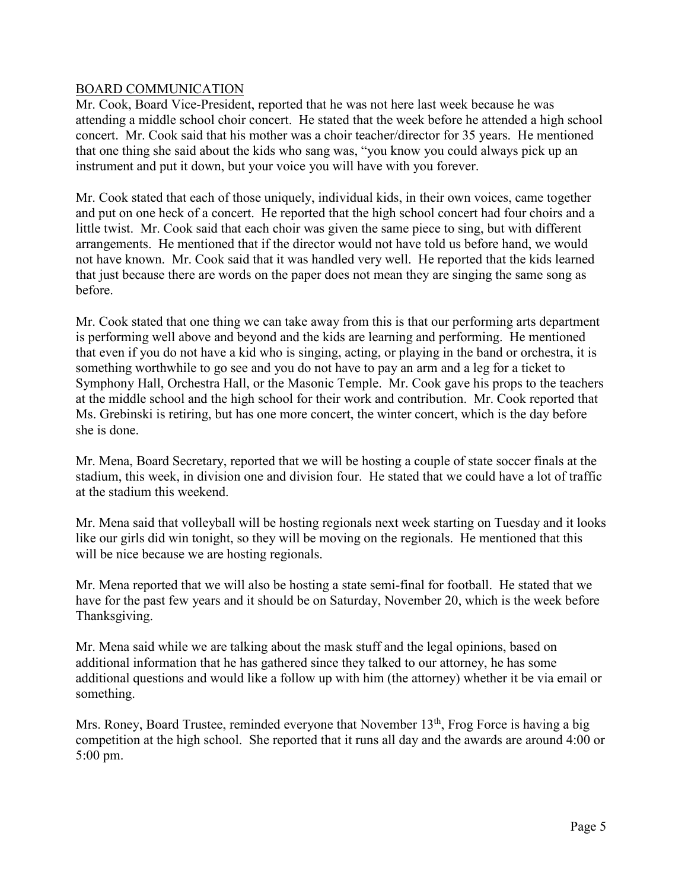## BOARD COMMUNICATION

Mr. Cook, Board Vice-President, reported that he was not here last week because he was attending a middle school choir concert. He stated that the week before he attended a high school concert. Mr. Cook said that his mother was a choir teacher/director for 35 years. He mentioned that one thing she said about the kids who sang was, "you know you could always pick up an instrument and put it down, but your voice you will have with you forever.

Mr. Cook stated that each of those uniquely, individual kids, in their own voices, came together and put on one heck of a concert. He reported that the high school concert had four choirs and a little twist. Mr. Cook said that each choir was given the same piece to sing, but with different arrangements. He mentioned that if the director would not have told us before hand, we would not have known. Mr. Cook said that it was handled very well. He reported that the kids learned that just because there are words on the paper does not mean they are singing the same song as before.

Mr. Cook stated that one thing we can take away from this is that our performing arts department is performing well above and beyond and the kids are learning and performing. He mentioned that even if you do not have a kid who is singing, acting, or playing in the band or orchestra, it is something worthwhile to go see and you do not have to pay an arm and a leg for a ticket to Symphony Hall, Orchestra Hall, or the Masonic Temple. Mr. Cook gave his props to the teachers at the middle school and the high school for their work and contribution. Mr. Cook reported that Ms. Grebinski is retiring, but has one more concert, the winter concert, which is the day before she is done.

Mr. Mena, Board Secretary, reported that we will be hosting a couple of state soccer finals at the stadium, this week, in division one and division four. He stated that we could have a lot of traffic at the stadium this weekend.

Mr. Mena said that volleyball will be hosting regionals next week starting on Tuesday and it looks like our girls did win tonight, so they will be moving on the regionals. He mentioned that this will be nice because we are hosting regionals.

Mr. Mena reported that we will also be hosting a state semi-final for football. He stated that we have for the past few years and it should be on Saturday, November 20, which is the week before Thanksgiving.

Mr. Mena said while we are talking about the mask stuff and the legal opinions, based on additional information that he has gathered since they talked to our attorney, he has some additional questions and would like a follow up with him (the attorney) whether it be via email or something.

Mrs. Roney, Board Trustee, reminded everyone that November 13th, Frog Force is having a big competition at the high school. She reported that it runs all day and the awards are around 4:00 or 5:00 pm.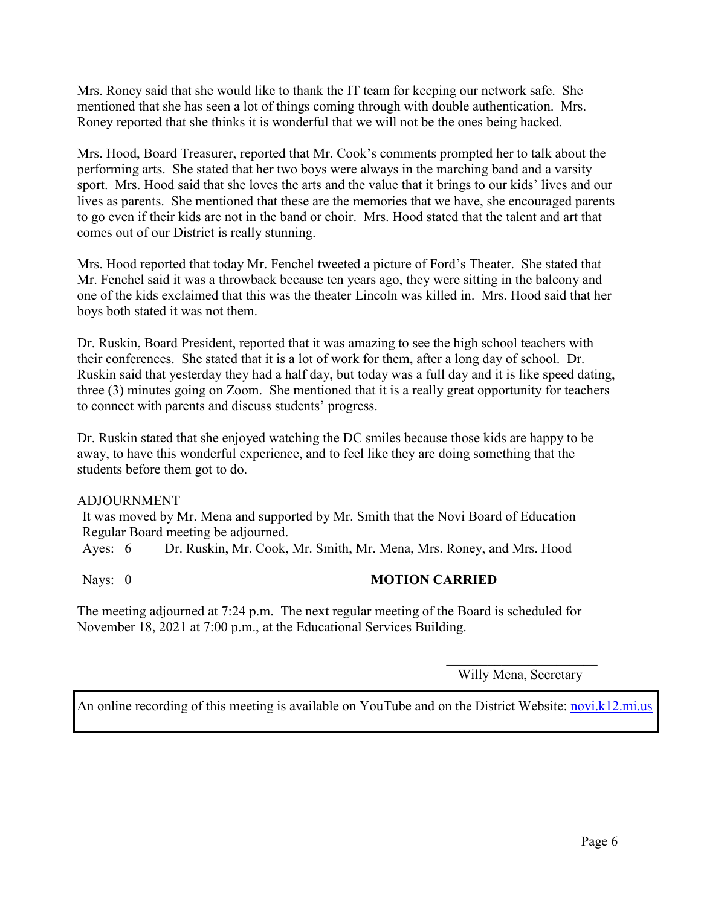Mrs. Roney said that she would like to thank the IT team for keeping our network safe. She mentioned that she has seen a lot of things coming through with double authentication. Mrs. Roney reported that she thinks it is wonderful that we will not be the ones being hacked.

Mrs. Hood, Board Treasurer, reported that Mr. Cook's comments prompted her to talk about the performing arts. She stated that her two boys were always in the marching band and a varsity sport. Mrs. Hood said that she loves the arts and the value that it brings to our kids' lives and our lives as parents. She mentioned that these are the memories that we have, she encouraged parents to go even if their kids are not in the band or choir. Mrs. Hood stated that the talent and art that comes out of our District is really stunning.

Mrs. Hood reported that today Mr. Fenchel tweeted a picture of Ford's Theater. She stated that Mr. Fenchel said it was a throwback because ten years ago, they were sitting in the balcony and one of the kids exclaimed that this was the theater Lincoln was killed in. Mrs. Hood said that her boys both stated it was not them.

Dr. Ruskin, Board President, reported that it was amazing to see the high school teachers with their conferences. She stated that it is a lot of work for them, after a long day of school. Dr. Ruskin said that yesterday they had a half day, but today was a full day and it is like speed dating, three (3) minutes going on Zoom. She mentioned that it is a really great opportunity for teachers to connect with parents and discuss students' progress.

Dr. Ruskin stated that she enjoyed watching the DC smiles because those kids are happy to be away, to have this wonderful experience, and to feel like they are doing something that the students before them got to do.

ADJOURNMENT

It was moved by Mr. Mena and supported by Mr. Smith that the Novi Board of Education Regular Board meeting be adjourned.

Ayes: 6 Dr. Ruskin, Mr. Cook, Mr. Smith, Mr. Mena, Mrs. Roney, and Mrs. Hood

Nays: 0 **MOTION CARRIED**

The meeting adjourned at 7:24 p.m. The next regular meeting of the Board is scheduled for November 18, 2021 at 7:00 p.m., at the Educational Services Building.

______________________

Willy Mena, Secretary

An online recording of this meeting is available on YouTube and on the District Website: novi.k12.mi.us